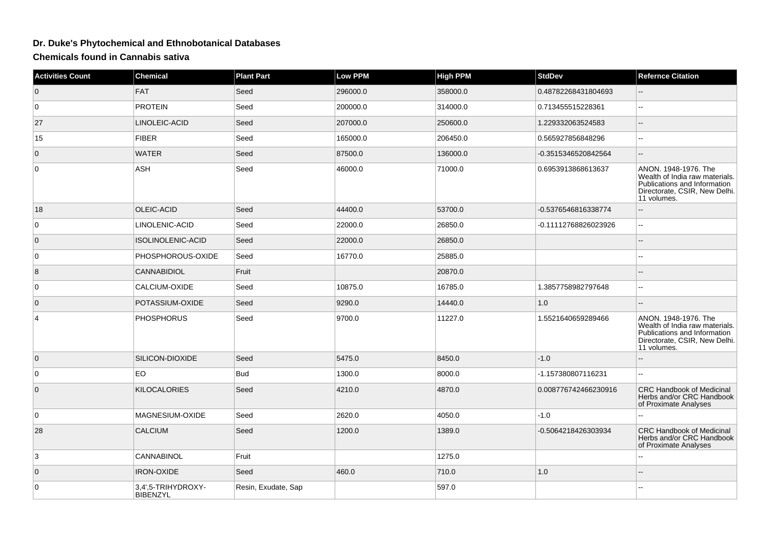## Dr. Duke's Phytochemical and Ethnobotanical Databases

### Chemicals found in Cannabis sativa

| Activities Count | Chemical | Plant Part | Low PPM | High PPM | StdDev | Refernce Citation |
|---|---|---|---|---|---|---|
| 0 | FAT | Seed | 296000.0 | 358000.0 | 0.48782268431804693 | -- |
| 0 | PROTEIN | Seed | 200000.0 | 314000.0 | 0.713455515228361 | -- |
| 27 | LINOLEIC-ACID | Seed | 207000.0 | 250600.0 | 1.229332063524583 | -- |
| 15 | FIBER | Seed | 165000.0 | 206450.0 | 0.565927856848296 | -- |
| 0 | WATER | Seed | 87500.0 | 136000.0 | -0.3515346520842564 | -- |
| 0 | ASH | Seed | 46000.0 | 71000.0 | 0.6953913868613637 | ANON. 1948-1976. The Wealth of India raw materials. Publications and Information Directorate, CSIR, New Delhi. 11 volumes. |
| 18 | OLEIC-ACID | Seed | 44400.0 | 53700.0 | -0.5376546816338774 | -- |
| 0 | LINOLENIC-ACID | Seed | 22000.0 | 26850.0 | -0.11112768826023926 | -- |
| 0 | ISOLINOLENIC-ACID | Seed | 22000.0 | 26850.0 | | -- |
| 0 | PHOSPHOROUS-OXIDE | Seed | 16770.0 | 25885.0 | | -- |
| 8 | CANNABIDIOL | Fruit | | 20870.0 | | -- |
| 0 | CALCIUM-OXIDE | Seed | 10875.0 | 16785.0 | 1.3857758982797648 | -- |
| 0 | POTASSIUM-OXIDE | Seed | 9290.0 | 14440.0 | 1.0 | -- |
| 4 | PHOSPHORUS | Seed | 9700.0 | 11227.0 | 1.5521640659289466 | ANON. 1948-1976. The Wealth of India raw materials. Publications and Information Directorate, CSIR, New Delhi. 11 volumes. |
| 0 | SILICON-DIOXIDE | Seed | 5475.0 | 8450.0 | -1.0 | -- |
| 0 | EO | Bud | 1300.0 | 8000.0 | -1.157380807116231 | -- |
| 0 | KILOCALORIES | Seed | 4210.0 | 4870.0 | 0.008776742466230916 | CRC Handbook of Medicinal Herbs and/or CRC Handbook of Proximate Analyses |
| 0 | MAGNESIUM-OXIDE | Seed | 2620.0 | 4050.0 | -1.0 | -- |
| 28 | CALCIUM | Seed | 1200.0 | 1389.0 | -0.5064218426303934 | CRC Handbook of Medicinal Herbs and/or CRC Handbook of Proximate Analyses |
| 3 | CANNABINOL | Fruit | | 1275.0 | | -- |
| 0 | IRON-OXIDE | Seed | 460.0 | 710.0 | 1.0 | -- |
| 0 | 3,4',5-TRIHYDROXY-BIBENZYL | Resin, Exudate, Sap | | 597.0 | | -- |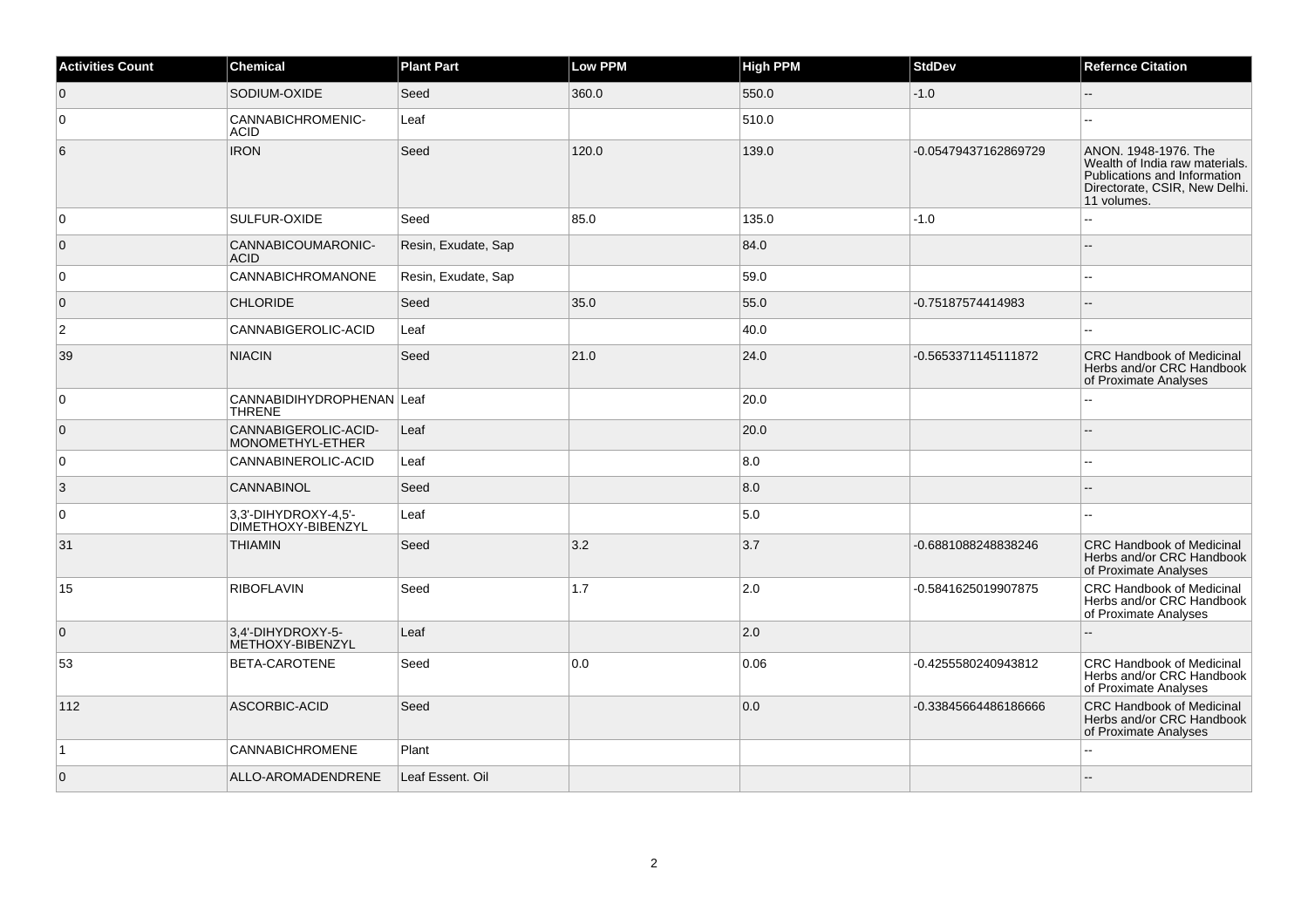| Activities Count | Chemical | Plant Part | Low PPM | High PPM | StdDev | Refernce Citation |
| --- | --- | --- | --- | --- | --- | --- |
| 0 | SODIUM-OXIDE | Seed | 360.0 | 550.0 | -1.0 | -- |
| 0 | CANNABICHROMENIC-ACID | Leaf | | 510.0 | | -- |
| 6 | IRON | Seed | 120.0 | 139.0 | -0.05479437162869729 | ANON. 1948-1976. The Wealth of India raw materials. Publications and Information Directorate, CSIR, New Delhi. 11 volumes. |
| 0 | SULFUR-OXIDE | Seed | 85.0 | 135.0 | -1.0 | -- |
| 0 | CANNABICOUMARONIC-ACID | Resin, Exudate, Sap | | 84.0 | | -- |
| 0 | CANNABICHROMANONE | Resin, Exudate, Sap | | 59.0 | | -- |
| 0 | CHLORIDE | Seed | 35.0 | 55.0 | -0.75187574414983 | -- |
| 2 | CANNABIGEROLIC-ACID | Leaf | | 40.0 | | -- |
| 39 | NIACIN | Seed | 21.0 | 24.0 | -0.5653371145111872 | CRC Handbook of Medicinal Herbs and/or CRC Handbook of Proximate Analyses |
| 0 | CANNABIDIHYDROPHENANTHRENE | Leaf | | 20.0 | | -- |
| 0 | CANNABIGEROLIC-ACID-MONOMETHYL-ETHER | Leaf | | 20.0 | | -- |
| 0 | CANNABINEROLIC-ACID | Leaf | | 8.0 | | -- |
| 3 | CANNABINOL | Seed | | 8.0 | | -- |
| 0 | 3,3'-DIHYDROXY-4,5'-DIMETHOXY-BIBENZYL | Leaf | | 5.0 | | -- |
| 31 | THIAMIN | Seed | 3.2 | 3.7 | -0.6881088248838246 | CRC Handbook of Medicinal Herbs and/or CRC Handbook of Proximate Analyses |
| 15 | RIBOFLAVIN | Seed | 1.7 | 2.0 | -0.5841625019907875 | CRC Handbook of Medicinal Herbs and/or CRC Handbook of Proximate Analyses |
| 0 | 3,4'-DIHYDROXY-5-METHOXY-BIBENZYL | Leaf | | 2.0 | | -- |
| 53 | BETA-CAROTENE | Seed | 0.0 | 0.06 | -0.4255580240943812 | CRC Handbook of Medicinal Herbs and/or CRC Handbook of Proximate Analyses |
| 112 | ASCORBIC-ACID | Seed | | 0.0 | -0.33845664486186666 | CRC Handbook of Medicinal Herbs and/or CRC Handbook of Proximate Analyses |
| 1 | CANNABICHROMENE | Plant | | | | -- |
| 0 | ALLO-AROMADENDRENE | Leaf Essent. Oil | | | | -- |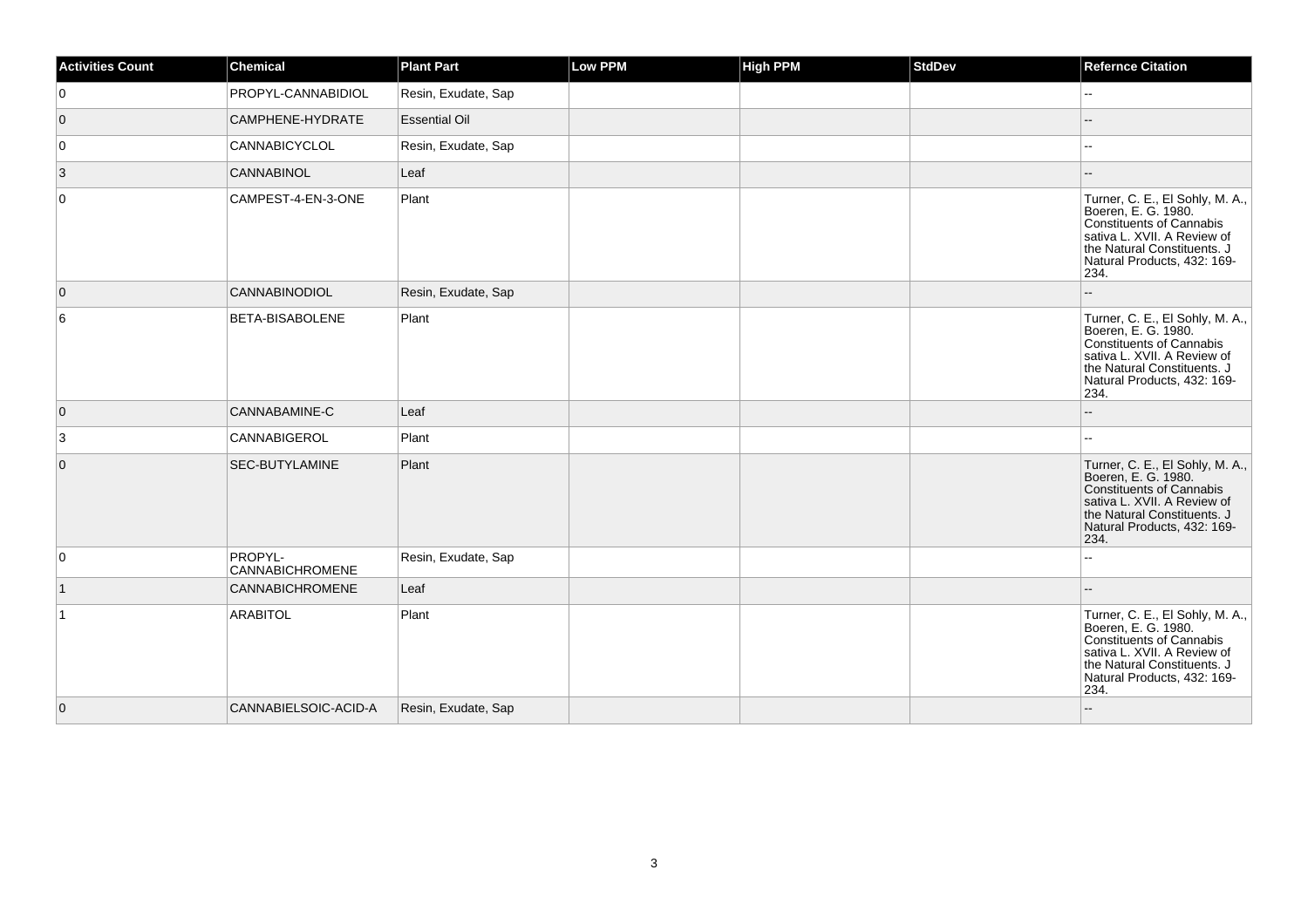| Activities Count | Chemical | Plant Part | Low PPM | High PPM | StdDev | Refernce Citation |
|---|---|---|---|---|---|---|
| 0 | PROPYL-CANNABIDIOL | Resin, Exudate, Sap | | | | -- |
| 0 | CAMPHENE-HYDRATE | Essential Oil | | | | -- |
| 0 | CANNABICYCLOL | Resin, Exudate, Sap | | | | -- |
| 3 | CANNABINOL | Leaf | | | | -- |
| 0 | CAMPEST-4-EN-3-ONE | Plant | | | | Turner, C. E., El Sohly, M. A., Boeren, E. G. 1980. Constituents of Cannabis sativa L. XVII. A Review of the Natural Constituents. J Natural Products, 432: 169-234. |
| 0 | CANNABINODIOL | Resin, Exudate, Sap | | | | -- |
| 6 | BETA-BISABOLENE | Plant | | | | Turner, C. E., El Sohly, M. A., Boeren, E. G. 1980. Constituents of Cannabis sativa L. XVII. A Review of the Natural Constituents. J Natural Products, 432: 169-234. |
| 0 | CANNABAMINE-C | Leaf | | | | -- |
| 3 | CANNABIGEROL | Plant | | | | -- |
| 0 | SEC-BUTYLAMINE | Plant | | | | Turner, C. E., El Sohly, M. A., Boeren, E. G. 1980. Constituents of Cannabis sativa L. XVII. A Review of the Natural Constituents. J Natural Products, 432: 169-234. |
| 0 | PROPYL-CANNABICHROMENE | Resin, Exudate, Sap | | | | -- |
| 1 | CANNABICHROMENE | Leaf | | | | -- |
| 1 | ARABITOL | Plant | | | | Turner, C. E., El Sohly, M. A., Boeren, E. G. 1980. Constituents of Cannabis sativa L. XVII. A Review of the Natural Constituents. J Natural Products, 432: 169-234. |
| 0 | CANNABIELSOIC-ACID-A | Resin, Exudate, Sap | | | | -- |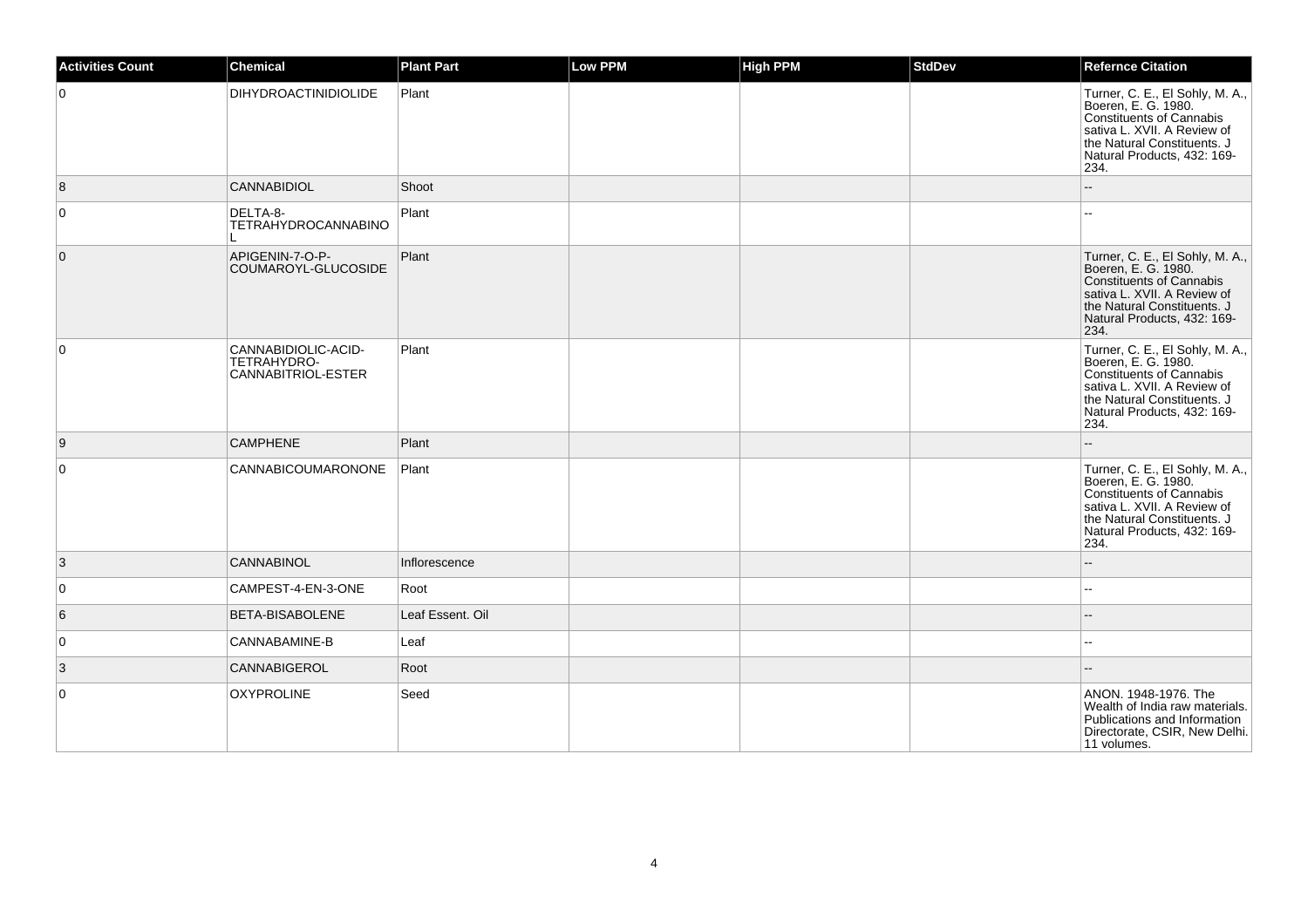| Activities Count | Chemical | Plant Part | Low PPM | High PPM | StdDev | Refernce Citation |
| --- | --- | --- | --- | --- | --- | --- |
| 0 | DIHYDROACTINIDIOLIDE | Plant | | | | Turner, C. E., El Sohly, M. A., Boeren, E. G. 1980. Constituents of Cannabis sativa L. XVII. A Review of the Natural Constituents. J Natural Products, 432: 169-234. |
| 8 | CANNABIDIOL | Shoot | | | | -- |
| 0 | DELTA-8-TETRAHYDROCANNABINOL | Plant | | | | -- |
| 0 | APIGENIN-7-O-P-COUMAROYL-GLUCOSIDE | Plant | | | | Turner, C. E., El Sohly, M. A., Boeren, E. G. 1980. Constituents of Cannabis sativa L. XVII. A Review of the Natural Constituents. J Natural Products, 432: 169-234. |
| 0 | CANNABIDIOLIC-ACID-TETRAHYDRO-CANNABITRIOL-ESTER | Plant | | | | Turner, C. E., El Sohly, M. A., Boeren, E. G. 1980. Constituents of Cannabis sativa L. XVII. A Review of the Natural Constituents. J Natural Products, 432: 169-234. |
| 9 | CAMPHENE | Plant | | | | -- |
| 0 | CANNABICOUMARONONE | Plant | | | | Turner, C. E., El Sohly, M. A., Boeren, E. G. 1980. Constituents of Cannabis sativa L. XVII. A Review of the Natural Constituents. J Natural Products, 432: 169-234. |
| 3 | CANNABINOL | Inflorescence | | | | -- |
| 0 | CAMPEST-4-EN-3-ONE | Root | | | | -- |
| 6 | BETA-BISABOLENE | Leaf Essent. Oil | | | | -- |
| 0 | CANNABAMINE-B | Leaf | | | | -- |
| 3 | CANNABIGEROL | Root | | | | -- |
| 0 | OXYPROLINE | Seed | | | | ANON. 1948-1976. The Wealth of India raw materials. Publications and Information Directorate, CSIR, New Delhi. 11 volumes. |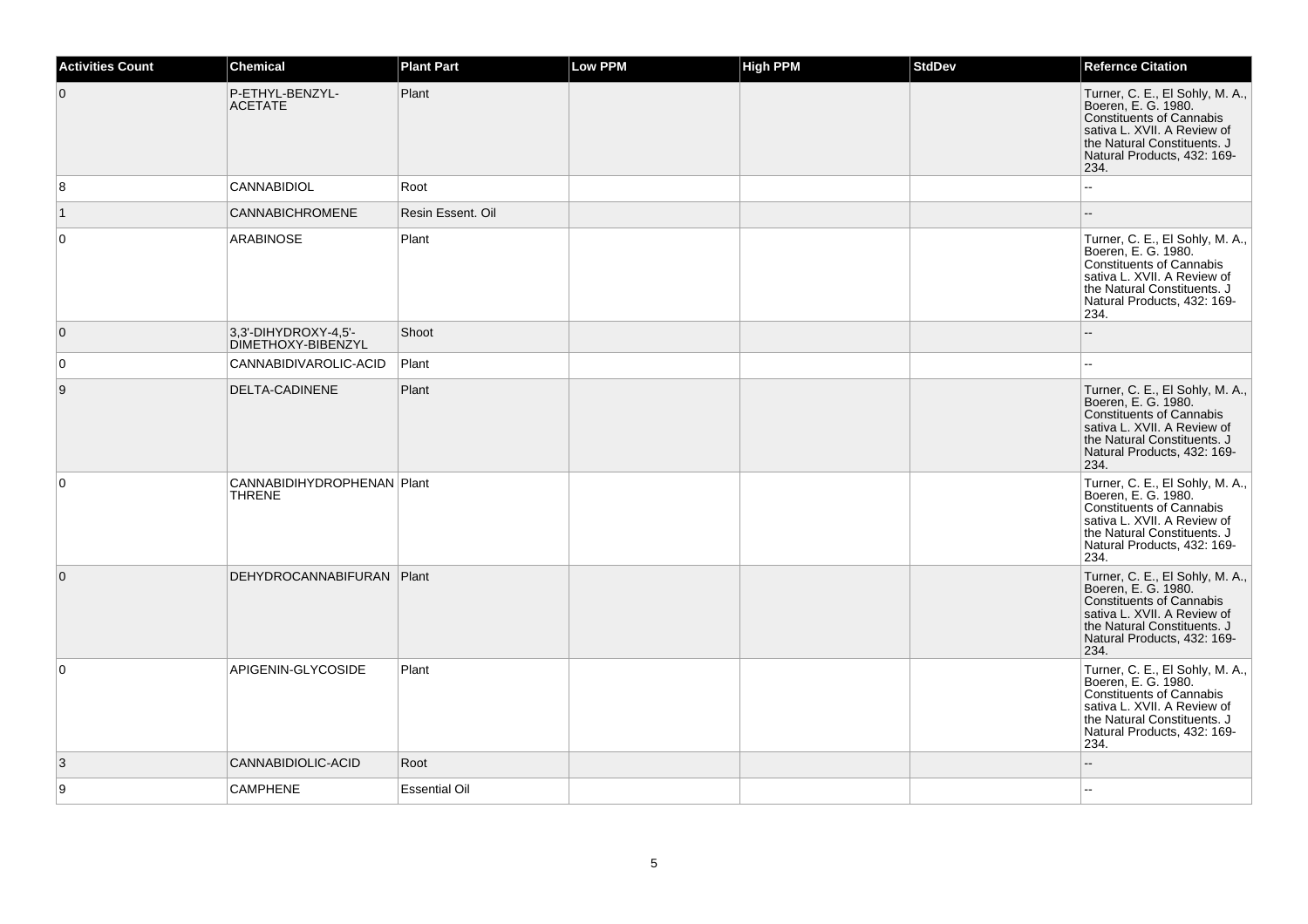| Activities Count | Chemical | Plant Part | Low PPM | High PPM | StdDev | Refernce Citation |
|---|---|---|---|---|---|---|
| 0 | P-ETHYL-BENZYL-ACETATE | Plant | | | | Turner, C. E., El Sohly, M. A., Boeren, E. G. 1980. Constituents of Cannabis sativa L. XVII. A Review of the Natural Constituents. J Natural Products, 432: 169-234. |
| 8 | CANNABIDIOL | Root | | | | -- |
| 1 | CANNABICHROMENE | Resin Essent. Oil | | | | -- |
| 0 | ARABINOSE | Plant | | | | Turner, C. E., El Sohly, M. A., Boeren, E. G. 1980. Constituents of Cannabis sativa L. XVII. A Review of the Natural Constituents. J Natural Products, 432: 169-234. |
| 0 | 3,3'-DIHYDROXY-4,5'-DIMETHOXY-BIBENZYL | Shoot | | | | -- |
| 0 | CANNABIDIVAROLIC-ACID | Plant | | | | -- |
| 9 | DELTA-CADINENE | Plant | | | | Turner, C. E., El Sohly, M. A., Boeren, E. G. 1980. Constituents of Cannabis sativa L. XVII. A Review of the Natural Constituents. J Natural Products, 432: 169-234. |
| 0 | CANNABIDIHYDROPHENANTHRENE | Plant | | | | Turner, C. E., El Sohly, M. A., Boeren, E. G. 1980. Constituents of Cannabis sativa L. XVII. A Review of the Natural Constituents. J Natural Products, 432: 169-234. |
| 0 | DEHYDROCANNABIFURAN | Plant | | | | Turner, C. E., El Sohly, M. A., Boeren, E. G. 1980. Constituents of Cannabis sativa L. XVII. A Review of the Natural Constituents. J Natural Products, 432: 169-234. |
| 0 | APIGENIN-GLYCOSIDE | Plant | | | | Turner, C. E., El Sohly, M. A., Boeren, E. G. 1980. Constituents of Cannabis sativa L. XVII. A Review of the Natural Constituents. J Natural Products, 432: 169-234. |
| 3 | CANNABIDIOLIC-ACID | Root | | | | -- |
| 9 | CAMPHENE | Essential Oil | | | | -- |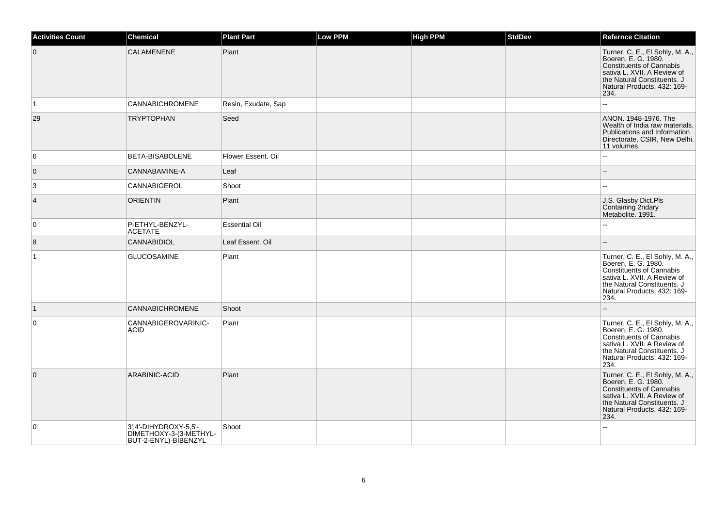| Activities Count | Chemical | Plant Part | Low PPM | High PPM | StdDev | Refernce Citation |
| --- | --- | --- | --- | --- | --- | --- |
| 0 | CALAMENENE | Plant | | | | Turner, C. E., El Sohly, M. A., Boeren, E. G. 1980. Constituents of Cannabis sativa L. XVII. A Review of the Natural Constituents. J Natural Products, 432: 169-234. |
| 1 | CANNABICHROMENE | Resin, Exudate, Sap | | | | -- |
| 29 | TRYPTOPHAN | Seed | | | | ANON. 1948-1976. The Wealth of India raw materials. Publications and Information Directorate, CSIR, New Delhi. 11 volumes. |
| 6 | BETA-BISABOLENE | Flower Essent. Oil | | | | -- |
| 0 | CANNABAMINE-A | Leaf | | | | -- |
| 3 | CANNABIGEROL | Shoot | | | | -- |
| 4 | ORIENTIN | Plant | | | | J.S. Glasby Dict.Pls Containing 2ndary Metabolite. 1991. |
| 0 | P-ETHYL-BENZYL-ACETATE | Essential Oil | | | | -- |
| 8 | CANNABIDIOL | Leaf Essent. Oil | | | | -- |
| 1 | GLUCOSAMINE | Plant | | | | Turner, C. E., El Sohly, M. A., Boeren, E. G. 1980. Constituents of Cannabis sativa L. XVII. A Review of the Natural Constituents. J Natural Products, 432: 169-234. |
| 1 | CANNABICHROMENE | Shoot | | | | -- |
| 0 | CANNABIGEROVARINIC-ACID | Plant | | | | Turner, C. E., El Sohly, M. A., Boeren, E. G. 1980. Constituents of Cannabis sativa L. XVII. A Review of the Natural Constituents. J Natural Products, 432: 169-234. |
| 0 | ARABINIC-ACID | Plant | | | | Turner, C. E., El Sohly, M. A., Boeren, E. G. 1980. Constituents of Cannabis sativa L. XVII. A Review of the Natural Constituents. J Natural Products, 432: 169-234. |
| 0 | 3',4'-DIHYDROXY-5,5'-DIMETHOXY-3-(3-METHYL-BUT-2-ENYL)-BIBENZYL | Shoot | | | | -- |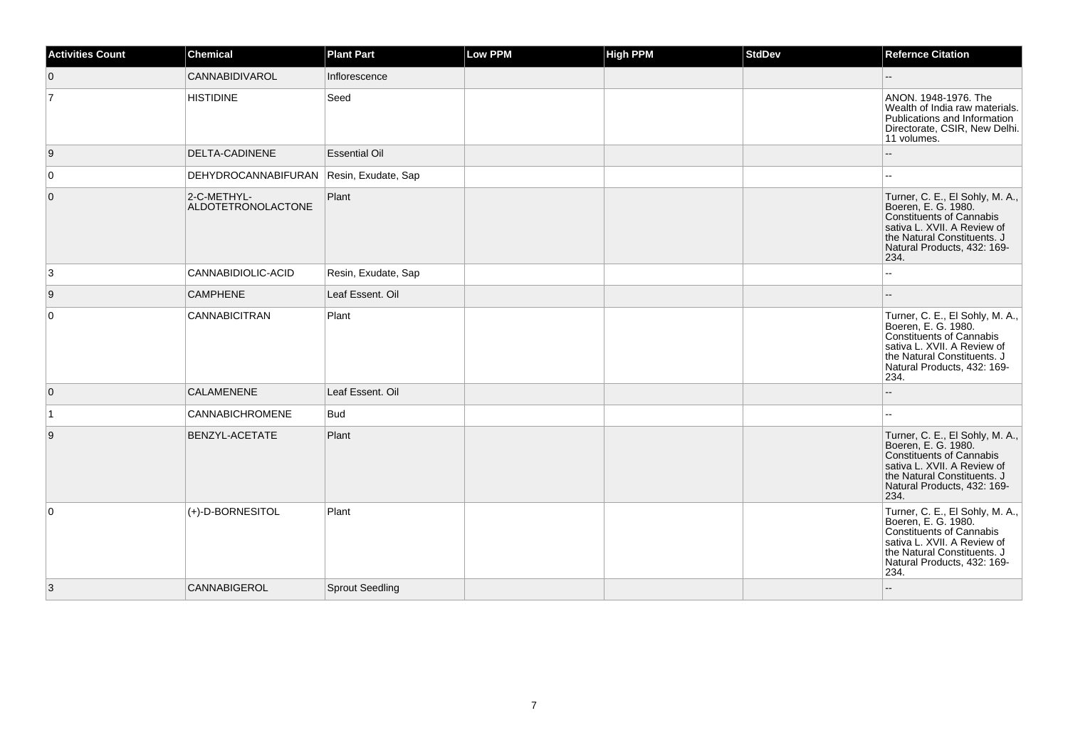| Activities Count | Chemical | Plant Part | Low PPM | High PPM | StdDev | Refernce Citation |
| --- | --- | --- | --- | --- | --- | --- |
| 0 | CANNABIDIVAROL | Inflorescence | | | | -- |
| 7 | HISTIDINE | Seed | | | | ANON. 1948-1976. The Wealth of India raw materials. Publications and Information Directorate, CSIR, New Delhi. 11 volumes. |
| 9 | DELTA-CADINENE | Essential Oil | | | | -- |
| 0 | DEHYDROCANNABIFURAN | Resin, Exudate, Sap | | | | -- |
| 0 | 2-C-METHYL-ALDOTETRONOLACTONE | Plant | | | | Turner, C. E., El Sohly, M. A., Boeren, E. G. 1980. Constituents of Cannabis sativa L. XVII. A Review of the Natural Constituents. J Natural Products, 432: 169-234. |
| 3 | CANNABIDIOLIC-ACID | Resin, Exudate, Sap | | | | -- |
| 9 | CAMPHENE | Leaf Essent. Oil | | | | -- |
| 0 | CANNABICITRAN | Plant | | | | Turner, C. E., El Sohly, M. A., Boeren, E. G. 1980. Constituents of Cannabis sativa L. XVII. A Review of the Natural Constituents. J Natural Products, 432: 169-234. |
| 0 | CALAMENENE | Leaf Essent. Oil | | | | -- |
| 1 | CANNABICHROMENE | Bud | | | | -- |
| 9 | BENZYL-ACETATE | Plant | | | | Turner, C. E., El Sohly, M. A., Boeren, E. G. 1980. Constituents of Cannabis sativa L. XVII. A Review of the Natural Constituents. J Natural Products, 432: 169-234. |
| 0 | (+)-D-BORNESITOL | Plant | | | | Turner, C. E., El Sohly, M. A., Boeren, E. G. 1980. Constituents of Cannabis sativa L. XVII. A Review of the Natural Constituents. J Natural Products, 432: 169-234. |
| 3 | CANNABIGEROL | Sprout Seedling | | | | -- |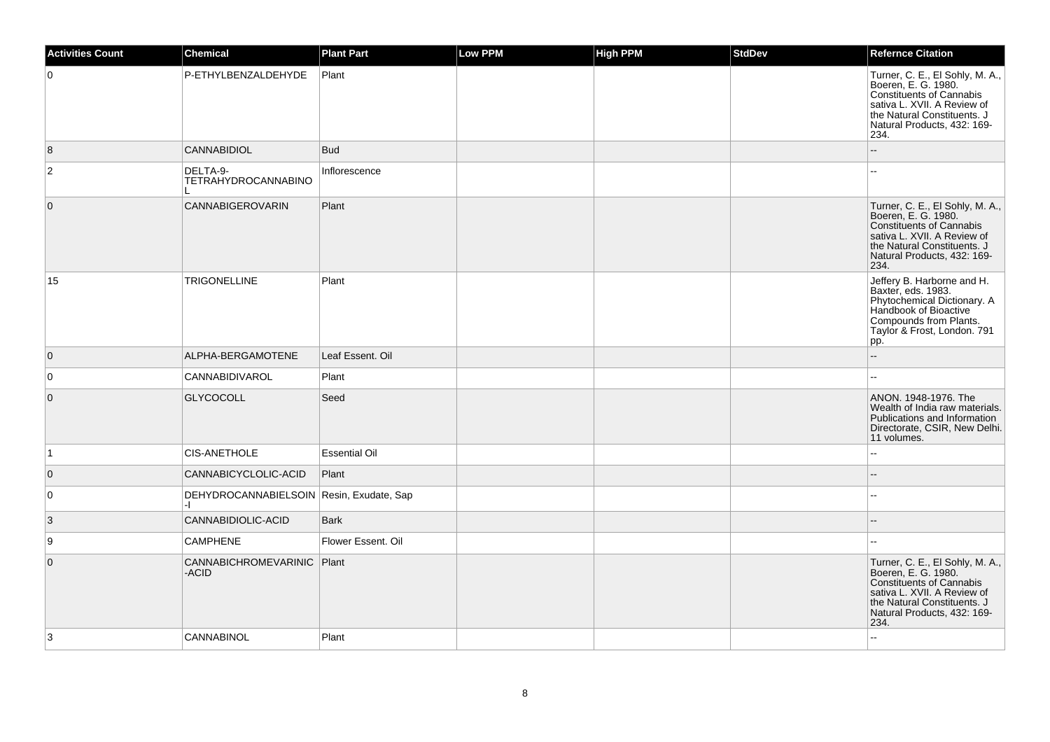| Activities Count | Chemical | Plant Part | Low PPM | High PPM | StdDev | Refernce Citation |
|---|---|---|---|---|---|---|
| 0 | P-ETHYLBENZALDEHYDE | Plant | | | | Turner, C. E., El Sohly, M. A., Boeren, E. G. 1980. Constituents of Cannabis sativa L. XVII. A Review of the Natural Constituents. J Natural Products, 432: 169-234. |
| 8 | CANNABIDIOL | Bud | | | | -- |
| 2 | DELTA-9-TETRAHYDROCANNABINOL | Inflorescence | | | | -- |
| 0 | CANNABIGEROVARIN | Plant | | | | Turner, C. E., El Sohly, M. A., Boeren, E. G. 1980. Constituents of Cannabis sativa L. XVII. A Review of the Natural Constituents. J Natural Products, 432: 169-234. |
| 15 | TRIGONELLINE | Plant | | | | Jeffery B. Harborne and H. Baxter, eds. 1983. Phytochemical Dictionary. A Handbook of Bioactive Compounds from Plants. Taylor & Frost, London. 791 pp. |
| 0 | ALPHA-BERGAMOTENE | Leaf Essent. Oil | | | | -- |
| 0 | CANNABIDIVAROL | Plant | | | | -- |
| 0 | GLYCOCOLL | Seed | | | | ANON. 1948-1976. The Wealth of India raw materials. Publications and Information Directorate, CSIR, New Delhi. 11 volumes. |
| 1 | CIS-ANETHOLE | Essential Oil | | | | -- |
| 0 | CANNABICYCLOLIC-ACID | Plant | | | | -- |
| 0 | DEHYDROCANNABIELSOIN-I | Resin, Exudate, Sap | | | | -- |
| 3 | CANNABIDIOLIC-ACID | Bark | | | | -- |
| 9 | CAMPHENE | Flower Essent. Oil | | | | -- |
| 0 | CANNABICHROMEVARINIC-ACID | Plant | | | | Turner, C. E., El Sohly, M. A., Boeren, E. G. 1980. Constituents of Cannabis sativa L. XVII. A Review of the Natural Constituents. J Natural Products, 432: 169-234. |
| 3 | CANNABINOL | Plant | | | | -- |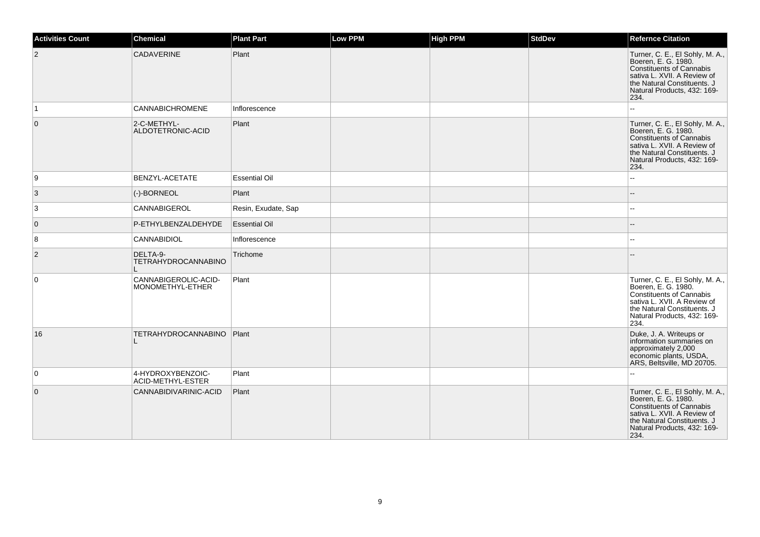| Activities Count | Chemical | Plant Part | Low PPM | High PPM | StdDev | Refernce Citation |
|---|---|---|---|---|---|---|
| 2 | CADAVERINE | Plant | | | | Turner, C. E., El Sohly, M. A., Boeren, E. G. 1980. Constituents of Cannabis sativa L. XVII. A Review of the Natural Constituents. J Natural Products, 432: 169-234. |
| 1 | CANNABICHROMENE | Inflorescence | | | | -- |
| 0 | 2-C-METHYL-ALDOTETRONIC-ACID | Plant | | | | Turner, C. E., El Sohly, M. A., Boeren, E. G. 1980. Constituents of Cannabis sativa L. XVII. A Review of the Natural Constituents. J Natural Products, 432: 169-234. |
| 9 | BENZYL-ACETATE | Essential Oil | | | | -- |
| 3 | (-)-BORNEOL | Plant | | | | -- |
| 3 | CANNABIGEROL | Resin, Exudate, Sap | | | | -- |
| 0 | P-ETHYLBENZALDEHYDE | Essential Oil | | | | -- |
| 8 | CANNABIDIOL | Inflorescence | | | | -- |
| 2 | DELTA-9-TETRAHYDROCANNABINOL | Trichome | | | | -- |
| 0 | CANNABIGEROLIC-ACID-MONOMETHYL-ETHER | Plant | | | | Turner, C. E., El Sohly, M. A., Boeren, E. G. 1980. Constituents of Cannabis sativa L. XVII. A Review of the Natural Constituents. J Natural Products, 432: 169-234. |
| 16 | TETRAHYDROCANNABINOL | Plant | | | | Duke, J. A. Writeups or information summaries on approximately 2,000 economic plants, USDA, ARS, Beltsville, MD 20705. |
| 0 | 4-HYDROXYBENZOIC-ACID-METHYL-ESTER | Plant | | | | -- |
| 0 | CANNABIDIVARINIC-ACID | Plant | | | | Turner, C. E., El Sohly, M. A., Boeren, E. G. 1980. Constituents of Cannabis sativa L. XVII. A Review of the Natural Constituents. J Natural Products, 432: 169-234. |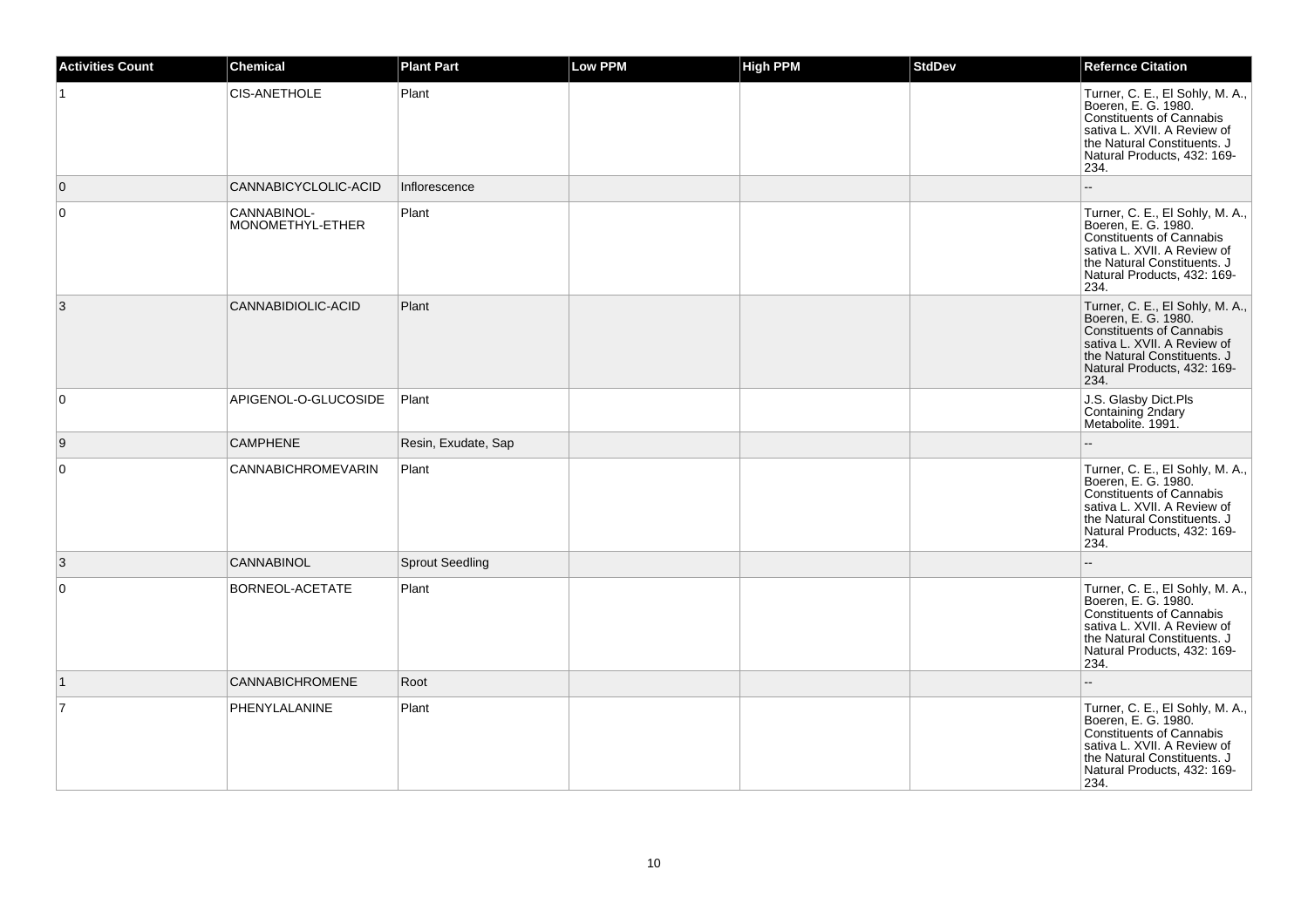| Activities Count | Chemical | Plant Part | Low PPM | High PPM | StdDev | Refernce Citation |
| --- | --- | --- | --- | --- | --- | --- |
| 1 | CIS-ANETHOLE | Plant | | | | Turner, C. E., El Sohly, M. A., Boeren, E. G. 1980. Constituents of Cannabis sativa L. XVII. A Review of the Natural Constituents. J Natural Products, 432: 169-234. |
| 0 | CANNABICYCLOLIC-ACID | Inflorescence | | | | -- |
| 0 | CANNABINOL-MONOMETHYL-ETHER | Plant | | | | Turner, C. E., El Sohly, M. A., Boeren, E. G. 1980. Constituents of Cannabis sativa L. XVII. A Review of the Natural Constituents. J Natural Products, 432: 169-234. |
| 3 | CANNABIDIOLIC-ACID | Plant | | | | Turner, C. E., El Sohly, M. A., Boeren, E. G. 1980. Constituents of Cannabis sativa L. XVII. A Review of the Natural Constituents. J Natural Products, 432: 169-234. |
| 0 | APIGENOL-O-GLUCOSIDE | Plant | | | | J.S. Glasby Dict.Pls Containing 2ndary Metabolite. 1991. |
| 9 | CAMPHENE | Resin, Exudate, Sap | | | | -- |
| 0 | CANNABICHROMEVARIN | Plant | | | | Turner, C. E., El Sohly, M. A., Boeren, E. G. 1980. Constituents of Cannabis sativa L. XVII. A Review of the Natural Constituents. J Natural Products, 432: 169-234. |
| 3 | CANNABINOL | Sprout Seedling | | | | -- |
| 0 | BORNEOL-ACETATE | Plant | | | | Turner, C. E., El Sohly, M. A., Boeren, E. G. 1980. Constituents of Cannabis sativa L. XVII. A Review of the Natural Constituents. J Natural Products, 432: 169-234. |
| 1 | CANNABICHROMENE | Root | | | | -- |
| 7 | PHENYLALANINE | Plant | | | | Turner, C. E., El Sohly, M. A., Boeren, E. G. 1980. Constituents of Cannabis sativa L. XVII. A Review of the Natural Constituents. J Natural Products, 432: 169-234. |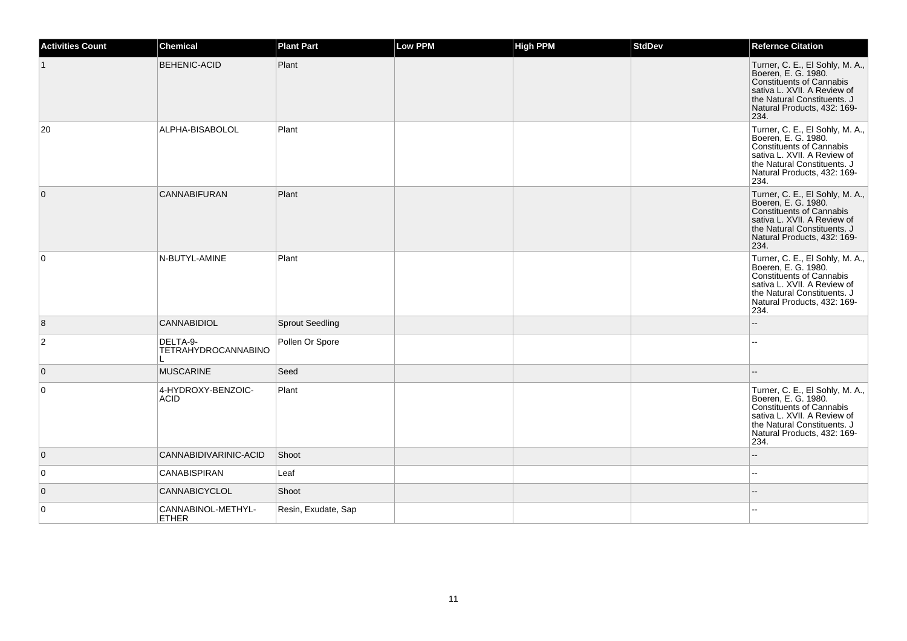| Activities Count | Chemical | Plant Part | Low PPM | High PPM | StdDev | Refernce Citation |
| --- | --- | --- | --- | --- | --- | --- |
| 1 | BEHENIC-ACID | Plant | | | | Turner, C. E., El Sohly, M. A., Boeren, E. G. 1980. Constituents of Cannabis sativa L. XVII. A Review of the Natural Constituents. J Natural Products, 432: 169-234. |
| 20 | ALPHA-BISABOLOL | Plant | | | | Turner, C. E., El Sohly, M. A., Boeren, E. G. 1980. Constituents of Cannabis sativa L. XVII. A Review of the Natural Constituents. J Natural Products, 432: 169-234. |
| 0 | CANNABIFURAN | Plant | | | | Turner, C. E., El Sohly, M. A., Boeren, E. G. 1980. Constituents of Cannabis sativa L. XVII. A Review of the Natural Constituents. J Natural Products, 432: 169-234. |
| 0 | N-BUTYL-AMINE | Plant | | | | Turner, C. E., El Sohly, M. A., Boeren, E. G. 1980. Constituents of Cannabis sativa L. XVII. A Review of the Natural Constituents. J Natural Products, 432: 169-234. |
| 8 | CANNABIDIOL | Sprout Seedling | | | | -- |
| 2 | DELTA-9-TETRAHYDROCANNABINOL | Pollen Or Spore | | | | -- |
| 0 | MUSCARINE | Seed | | | | -- |
| 0 | 4-HYDROXY-BENZOIC-ACID | Plant | | | | Turner, C. E., El Sohly, M. A., Boeren, E. G. 1980. Constituents of Cannabis sativa L. XVII. A Review of the Natural Constituents. J Natural Products, 432: 169-234. |
| 0 | CANNABIDIVARINIC-ACID | Shoot | | | | -- |
| 0 | CANABISPIRAN | Leaf | | | | -- |
| 0 | CANNABICYCLOL | Shoot | | | | -- |
| 0 | CANNABINOL-METHYL-ETHER | Resin, Exudate, Sap | | | | -- |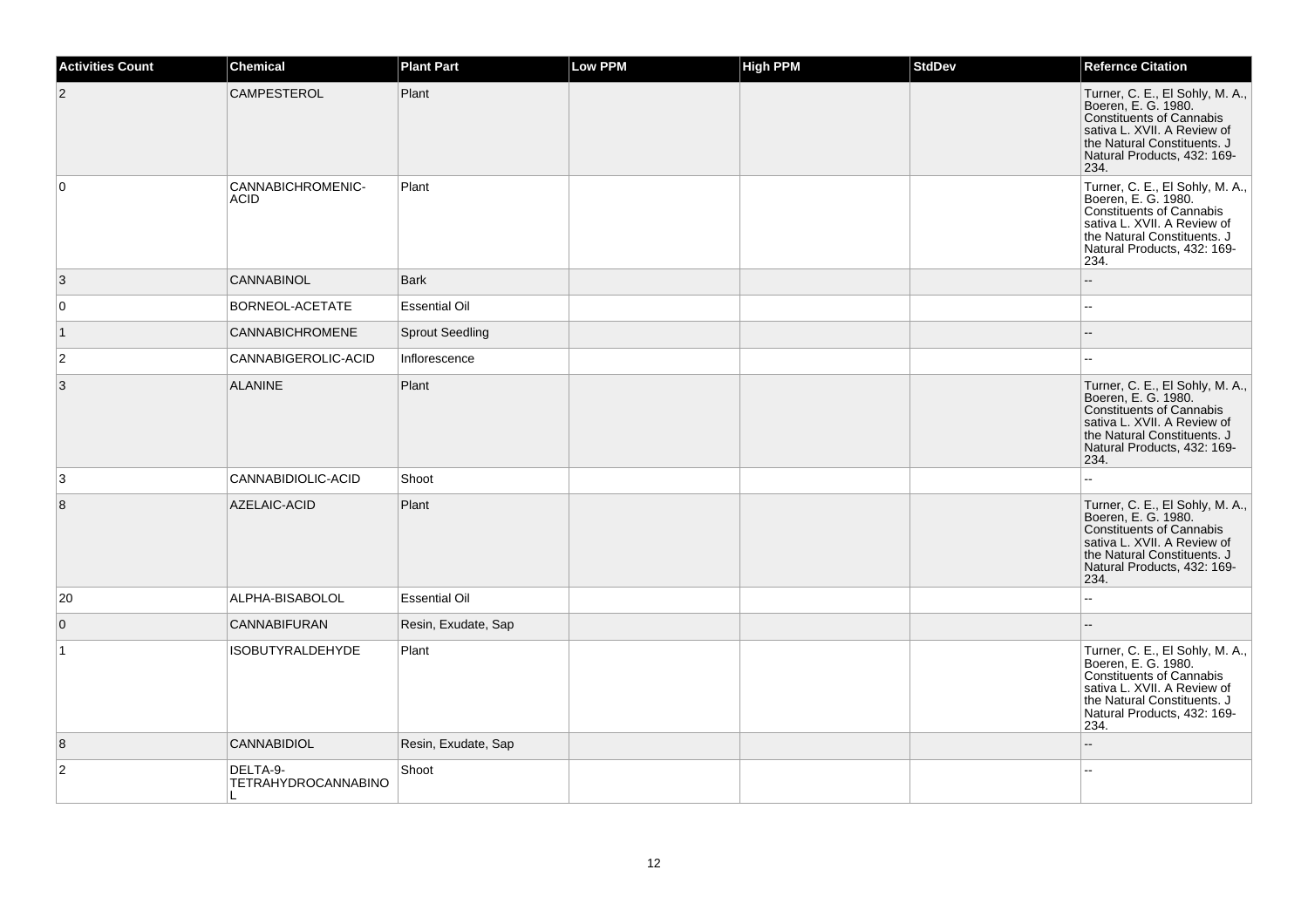| Activities Count | Chemical | Plant Part | Low PPM | High PPM | StdDev | Refernce Citation |
|---|---|---|---|---|---|---|
| 2 | CAMPESTEROL | Plant | | | | Turner, C. E., El Sohly, M. A., Boeren, E. G. 1980. Constituents of Cannabis sativa L. XVII. A Review of the Natural Constituents. J Natural Products, 432: 169-234. |
| 0 | CANNABICHROMENIC-ACID | Plant | | | | Turner, C. E., El Sohly, M. A., Boeren, E. G. 1980. Constituents of Cannabis sativa L. XVII. A Review of the Natural Constituents. J Natural Products, 432: 169-234. |
| 3 | CANNABINOL | Bark | | | | -- |
| 0 | BORNEOL-ACETATE | Essential Oil | | | | -- |
| 1 | CANNABICHROMENE | Sprout Seedling | | | | -- |
| 2 | CANNABIGEROLIC-ACID | Inflorescence | | | | -- |
| 3 | ALANINE | Plant | | | | Turner, C. E., El Sohly, M. A., Boeren, E. G. 1980. Constituents of Cannabis sativa L. XVII. A Review of the Natural Constituents. J Natural Products, 432: 169-234. |
| 3 | CANNABIDIOLIC-ACID | Shoot | | | | -- |
| 8 | AZELAIC-ACID | Plant | | | | Turner, C. E., El Sohly, M. A., Boeren, E. G. 1980. Constituents of Cannabis sativa L. XVII. A Review of the Natural Constituents. J Natural Products, 432: 169-234. |
| 20 | ALPHA-BISABOLOL | Essential Oil | | | | -- |
| 0 | CANNABIFURAN | Resin, Exudate, Sap | | | | -- |
| 1 | ISOBUTYRALDEHYDE | Plant | | | | Turner, C. E., El Sohly, M. A., Boeren, E. G. 1980. Constituents of Cannabis sativa L. XVII. A Review of the Natural Constituents. J Natural Products, 432: 169-234. |
| 8 | CANNABIDIOL | Resin, Exudate, Sap | | | | -- |
| 2 | DELTA-9-TETRAHYDROCANNABINOL | Shoot | | | | -- |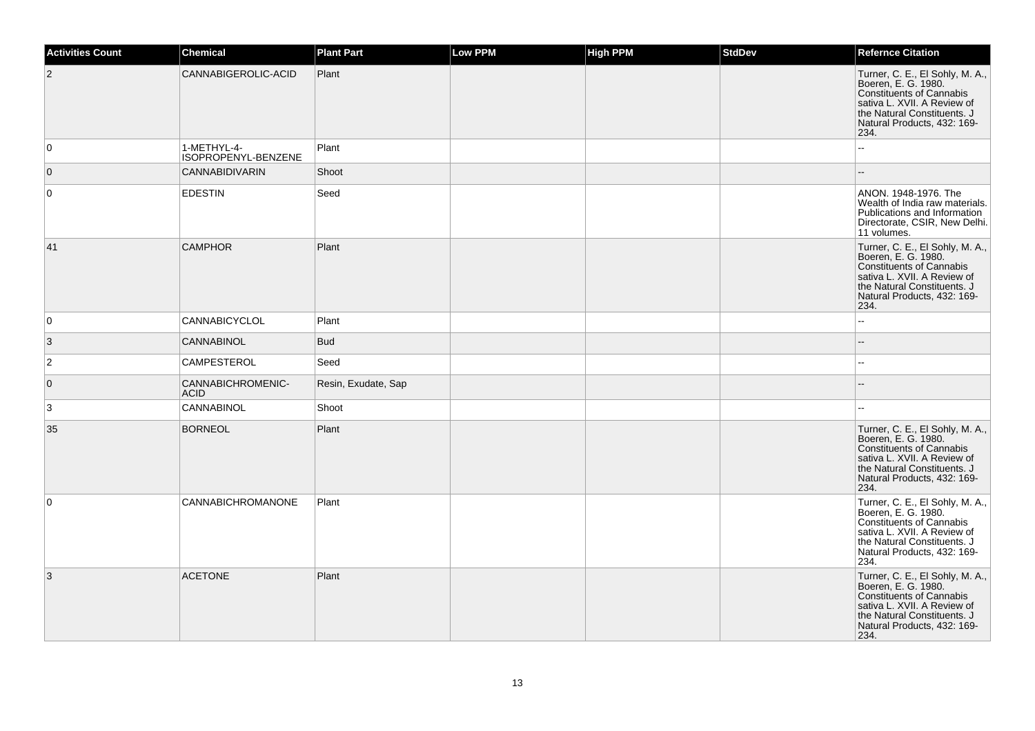| Activities Count | Chemical | Plant Part | Low PPM | High PPM | StdDev | Refernce Citation |
|---|---|---|---|---|---|---|
| 2 | CANNABIGEROLIC-ACID | Plant | | | | Turner, C. E., El Sohly, M. A., Boeren, E. G. 1980. Constituents of Cannabis sativa L. XVII. A Review of the Natural Constituents. J Natural Products, 432: 169-234. |
| 0 | 1-METHYL-4-ISOPROPENYL-BENZENE | Plant | | | | -- |
| 0 | CANNABIDIVARIN | Shoot | | | | -- |
| 0 | EDESTIN | Seed | | | | ANON. 1948-1976. The Wealth of India raw materials. Publications and Information Directorate, CSIR, New Delhi. 11 volumes. |
| 41 | CAMPHOR | Plant | | | | Turner, C. E., El Sohly, M. A., Boeren, E. G. 1980. Constituents of Cannabis sativa L. XVII. A Review of the Natural Constituents. J Natural Products, 432: 169-234. |
| 0 | CANNABICYCLOL | Plant | | | | -- |
| 3 | CANNABINOL | Bud | | | | -- |
| 2 | CAMPESTEROL | Seed | | | | -- |
| 0 | CANNABICHROMENIC-ACID | Resin, Exudate, Sap | | | | -- |
| 3 | CANNABINOL | Shoot | | | | -- |
| 35 | BORNEOL | Plant | | | | Turner, C. E., El Sohly, M. A., Boeren, E. G. 1980. Constituents of Cannabis sativa L. XVII. A Review of the Natural Constituents. J Natural Products, 432: 169-234. |
| 0 | CANNABICHROMANONE | Plant | | | | Turner, C. E., El Sohly, M. A., Boeren, E. G. 1980. Constituents of Cannabis sativa L. XVII. A Review of the Natural Constituents. J Natural Products, 432: 169-234. |
| 3 | ACETONE | Plant | | | | Turner, C. E., El Sohly, M. A., Boeren, E. G. 1980. Constituents of Cannabis sativa L. XVII. A Review of the Natural Constituents. J Natural Products, 432: 169-234. |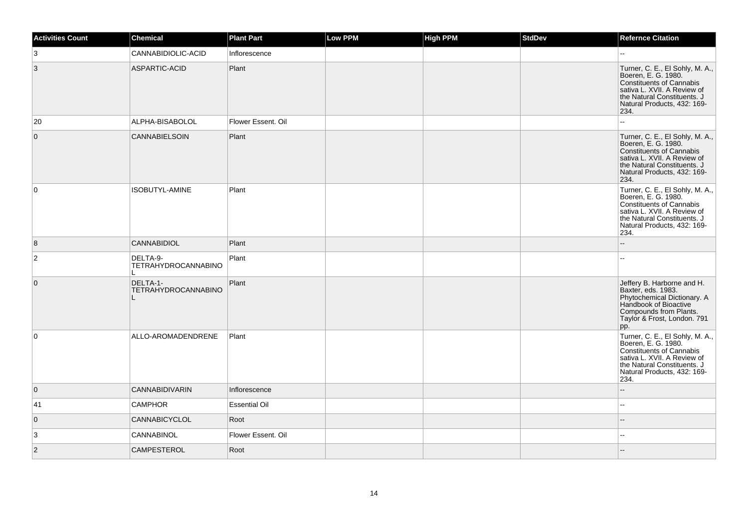| Activities Count | Chemical | Plant Part | Low PPM | High PPM | StdDev | Refernce Citation |
|---|---|---|---|---|---|---|
| 3 | CANNABIDIOLIC-ACID | Inflorescence | | | | -- |
| 3 | ASPARTIC-ACID | Plant | | | | Turner, C. E., El Sohly, M. A., Boeren, E. G. 1980. Constituents of Cannabis sativa L. XVII. A Review of the Natural Constituents. J Natural Products, 432: 169-234. |
| 20 | ALPHA-BISABOLOL | Flower Essent. Oil | | | | -- |
| 0 | CANNABIELSOIN | Plant | | | | Turner, C. E., El Sohly, M. A., Boeren, E. G. 1980. Constituents of Cannabis sativa L. XVII. A Review of the Natural Constituents. J Natural Products, 432: 169-234. |
| 0 | ISOBUTYL-AMINE | Plant | | | | Turner, C. E., El Sohly, M. A., Boeren, E. G. 1980. Constituents of Cannabis sativa L. XVII. A Review of the Natural Constituents. J Natural Products, 432: 169-234. |
| 8 | CANNABIDIOL | Plant | | | | -- |
| 2 | DELTA-9-TETRAHYDROCANNABINOL | Plant | | | | -- |
| 0 | DELTA-1-TETRAHYDROCANNABINOL | Plant | | | | Jeffery B. Harborne and H. Baxter, eds. 1983. Phytochemical Dictionary. A Handbook of Bioactive Compounds from Plants. Taylor & Frost, London. 791 pp. |
| 0 | ALLO-AROMADENDRENE | Plant | | | | Turner, C. E., El Sohly, M. A., Boeren, E. G. 1980. Constituents of Cannabis sativa L. XVII. A Review of the Natural Constituents. J Natural Products, 432: 169-234. |
| 0 | CANNABIDIVARIN | Inflorescence | | | | -- |
| 41 | CAMPHOR | Essential Oil | | | | -- |
| 0 | CANNABICYCLOL | Root | | | | -- |
| 3 | CANNABINOL | Flower Essent. Oil | | | | -- |
| 2 | CAMPESTEROL | Root | | | | -- |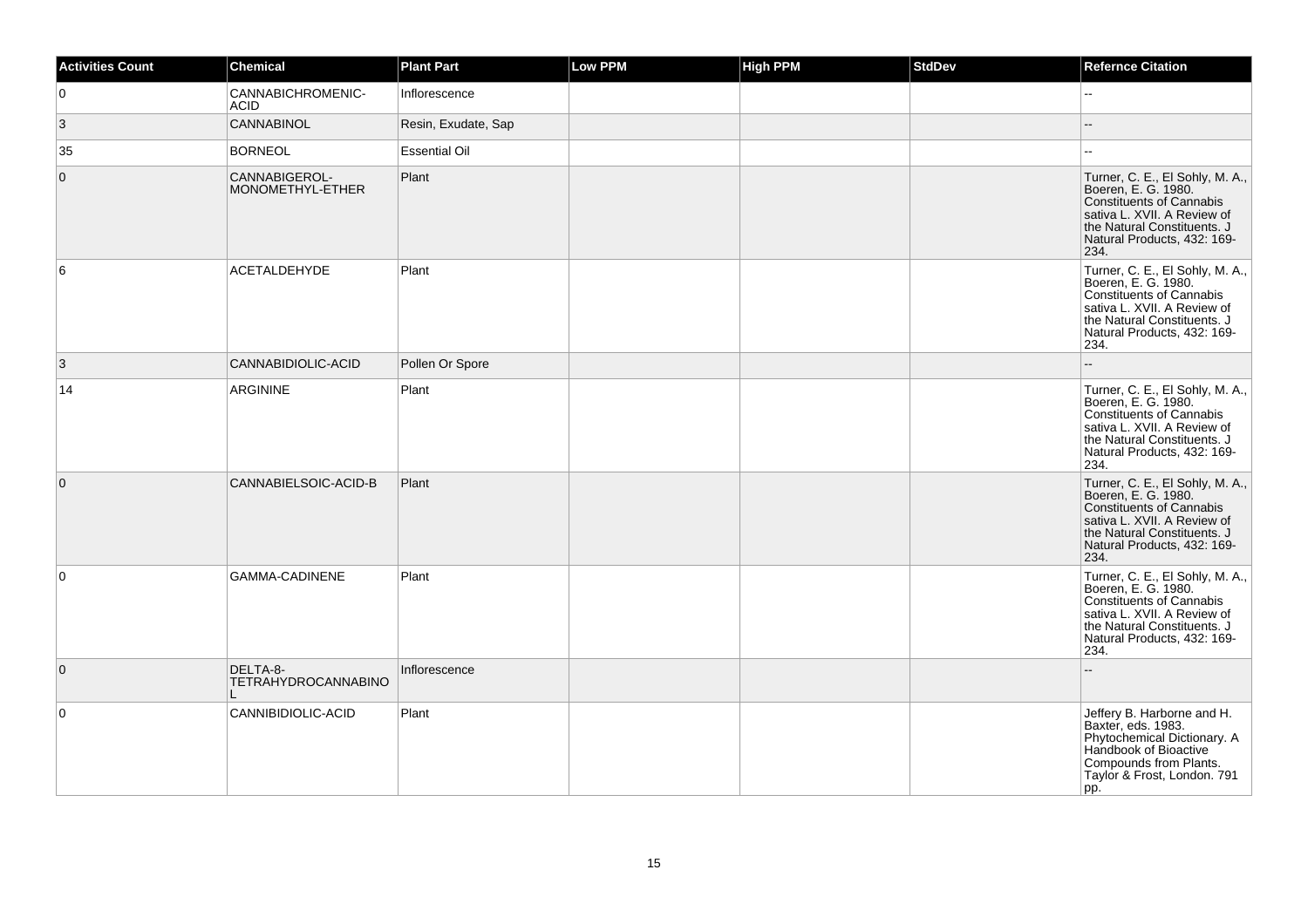| Activities Count | Chemical | Plant Part | Low PPM | High PPM | StdDev | Refernce Citation |
|---|---|---|---|---|---|---|
| 0 | CANNABICHROMENIC-ACID | Inflorescence | | | | -- |
| 3 | CANNABINOL | Resin, Exudate, Sap | | | | -- |
| 35 | BORNEOL | Essential Oil | | | | -- |
| 0 | CANNABIGEROL-MONOMETHYL-ETHER | Plant | | | | Turner, C. E., El Sohly, M. A., Boeren, E. G. 1980. Constituents of Cannabis sativa L. XVII. A Review of the Natural Constituents. J Natural Products, 432: 169-234. |
| 6 | ACETALDEHYDE | Plant | | | | Turner, C. E., El Sohly, M. A., Boeren, E. G. 1980. Constituents of Cannabis sativa L. XVII. A Review of the Natural Constituents. J Natural Products, 432: 169-234. |
| 3 | CANNABIDIOLIC-ACID | Pollen Or Spore | | | | -- |
| 14 | ARGININE | Plant | | | | Turner, C. E., El Sohly, M. A., Boeren, E. G. 1980. Constituents of Cannabis sativa L. XVII. A Review of the Natural Constituents. J Natural Products, 432: 169-234. |
| 0 | CANNABIELSOIC-ACID-B | Plant | | | | Turner, C. E., El Sohly, M. A., Boeren, E. G. 1980. Constituents of Cannabis sativa L. XVII. A Review of the Natural Constituents. J Natural Products, 432: 169-234. |
| 0 | GAMMA-CADINENE | Plant | | | | Turner, C. E., El Sohly, M. A., Boeren, E. G. 1980. Constituents of Cannabis sativa L. XVII. A Review of the Natural Constituents. J Natural Products, 432: 169-234. |
| 0 | DELTA-8-TETRAHYDROCANNABINOL | Inflorescence | | | | -- |
| 0 | CANNIBIDIOLIC-ACID | Plant | | | | Jeffery B. Harborne and H. Baxter, eds. 1983. Phytochemical Dictionary. A Handbook of Bioactive Compounds from Plants. Taylor & Frost, London. 791 pp. |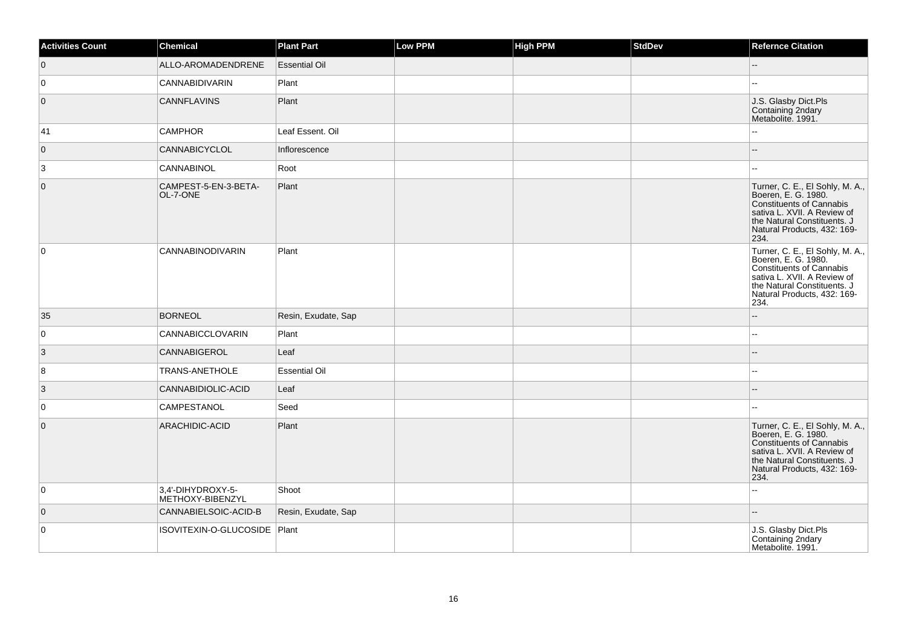| Activities Count | Chemical | Plant Part | Low PPM | High PPM | StdDev | Refernce Citation |
| --- | --- | --- | --- | --- | --- | --- |
| 0 | ALLO-AROMADENDRENE | Essential Oil | | | | -- |
| 0 | CANNABIDIVARIN | Plant | | | | -- |
| 0 | CANNFLAVINS | Plant | | | | J.S. Glasby Dict.Pls Containing 2ndary Metabolite. 1991. |
| 41 | CAMPHOR | Leaf Essent. Oil | | | | -- |
| 0 | CANNABICYCLOL | Inflorescence | | | | -- |
| 3 | CANNABINOL | Root | | | | -- |
| 0 | CAMPEST-5-EN-3-BETA-OL-7-ONE | Plant | | | | Turner, C. E., El Sohly, M. A., Boeren, E. G. 1980. Constituents of Cannabis sativa L. XVII. A Review of the Natural Constituents. J Natural Products, 432: 169-234. |
| 0 | CANNABINODIVARIN | Plant | | | | Turner, C. E., El Sohly, M. A., Boeren, E. G. 1980. Constituents of Cannabis sativa L. XVII. A Review of the Natural Constituents. J Natural Products, 432: 169-234. |
| 35 | BORNEOL | Resin, Exudate, Sap | | | | -- |
| 0 | CANNABICCLOVARIN | Plant | | | | -- |
| 3 | CANNABIGEROL | Leaf | | | | -- |
| 8 | TRANS-ANETHOLE | Essential Oil | | | | -- |
| 3 | CANNABIDIOLIC-ACID | Leaf | | | | -- |
| 0 | CAMPESTANOL | Seed | | | | -- |
| 0 | ARACHIDIC-ACID | Plant | | | | Turner, C. E., El Sohly, M. A., Boeren, E. G. 1980. Constituents of Cannabis sativa L. XVII. A Review of the Natural Constituents. J Natural Products, 432: 169-234. |
| 0 | 3,4'-DIHYDROXY-5-METHOXY-BIBENZYL | Shoot | | | | -- |
| 0 | CANNABIELSOIC-ACID-B | Resin, Exudate, Sap | | | | -- |
| 0 | ISOVITEXIN-O-GLUCOSIDE | Plant | | | | J.S. Glasby Dict.Pls Containing 2ndary Metabolite. 1991. |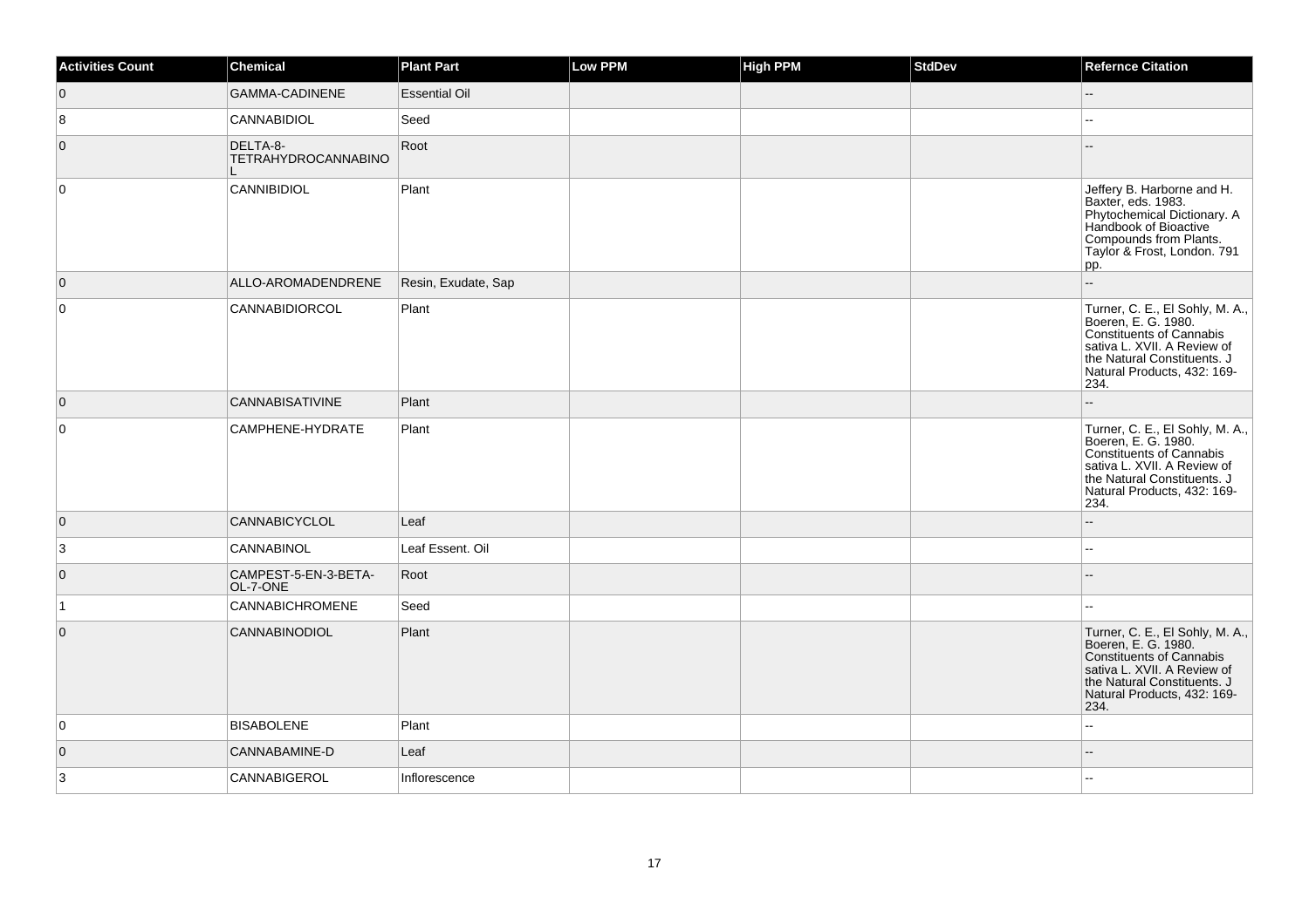| Activities Count | Chemical | Plant Part | Low PPM | High PPM | StdDev | Refernce Citation |
|---|---|---|---|---|---|---|
| 0 | GAMMA-CADINENE | Essential Oil | | | | -- |
| 8 | CANNABIDIOL | Seed | | | | -- |
| 0 | DELTA-8-TETRAHYDROCANNABINOL | Root | | | | -- |
| 0 | CANNIBIDIOL | Plant | | | | Jeffery B. Harborne and H. Baxter, eds. 1983. Phytochemical Dictionary. A Handbook of Bioactive Compounds from Plants. Taylor & Frost, London. 791 pp. |
| 0 | ALLO-AROMADENDRENE | Resin, Exudate, Sap | | | | -- |
| 0 | CANNABIDIORCOL | Plant | | | | Turner, C. E., El Sohly, M. A., Boeren, E. G. 1980. Constituents of Cannabis sativa L. XVII. A Review of the Natural Constituents. J Natural Products, 432: 169-234. |
| 0 | CANNABISATIVINE | Plant | | | | -- |
| 0 | CAMPHENE-HYDRATE | Plant | | | | Turner, C. E., El Sohly, M. A., Boeren, E. G. 1980. Constituents of Cannabis sativa L. XVII. A Review of the Natural Constituents. J Natural Products, 432: 169-234. |
| 0 | CANNABICYCLOL | Leaf | | | | -- |
| 3 | CANNABINOL | Leaf Essent. Oil | | | | -- |
| 0 | CAMPEST-5-EN-3-BETA-OL-7-ONE | Root | | | | -- |
| 1 | CANNABICHROMENE | Seed | | | | -- |
| 0 | CANNABINODIOL | Plant | | | | Turner, C. E., El Sohly, M. A., Boeren, E. G. 1980. Constituents of Cannabis sativa L. XVII. A Review of the Natural Constituents. J Natural Products, 432: 169-234. |
| 0 | BISABOLENE | Plant | | | | -- |
| 0 | CANNABAMINE-D | Leaf | | | | -- |
| 3 | CANNABIGEROL | Inflorescence | | | | -- |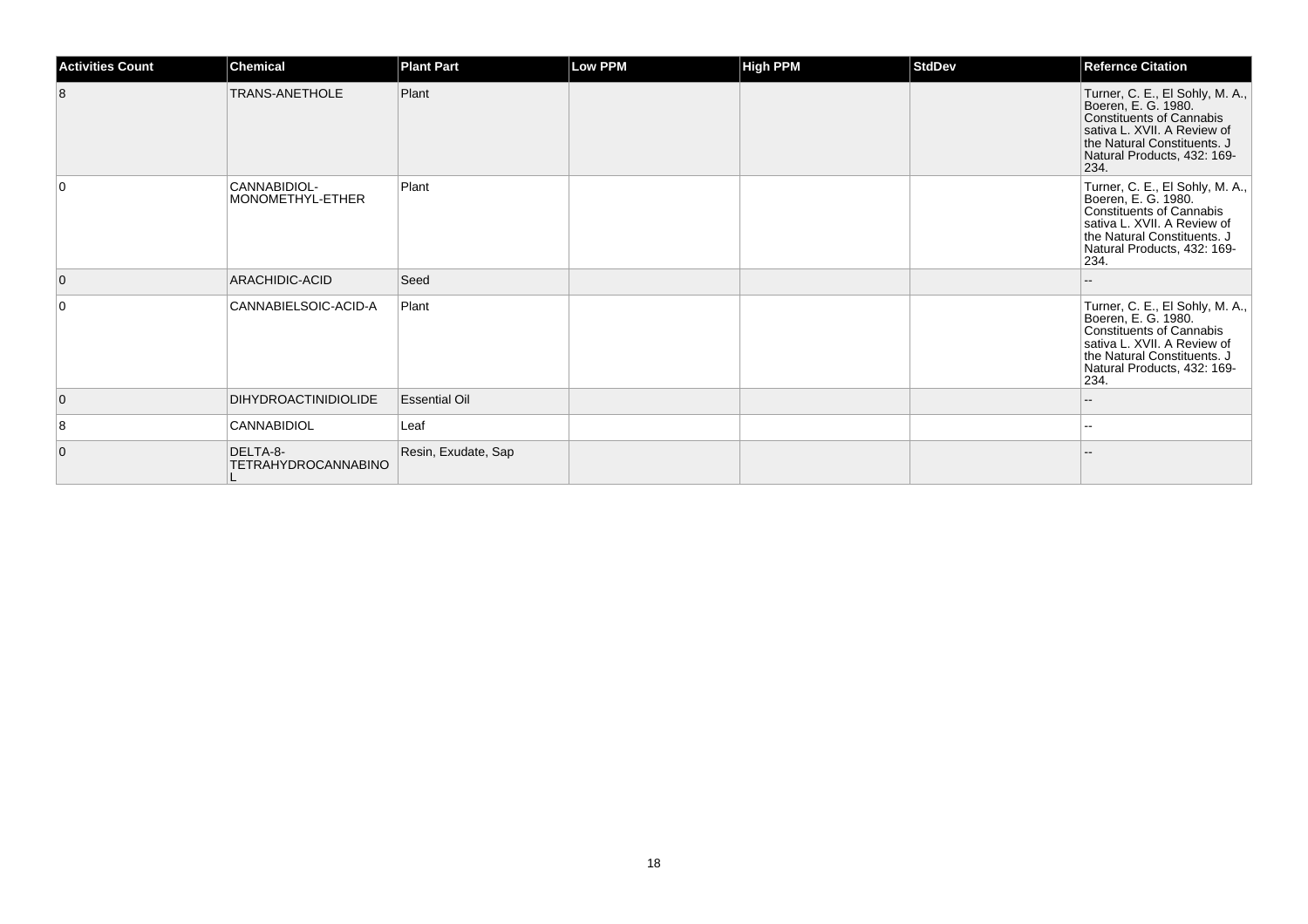| Activities Count | Chemical | Plant Part | Low PPM | High PPM | StdDev | Refernce Citation |
|---|---|---|---|---|---|---|
| 8 | TRANS-ANETHOLE | Plant | | | | Turner, C. E., El Sohly, M. A., Boeren, E. G. 1980. Constituents of Cannabis sativa L. XVII. A Review of the Natural Constituents. J Natural Products, 432: 169-234. |
| 0 | CANNABIDIOL-MONOMETHYL-ETHER | Plant | | | | Turner, C. E., El Sohly, M. A., Boeren, E. G. 1980. Constituents of Cannabis sativa L. XVII. A Review of the Natural Constituents. J Natural Products, 432: 169-234. |
| 0 | ARACHIDIC-ACID | Seed | | | | -- |
| 0 | CANNABIELSOIC-ACID-A | Plant | | | | Turner, C. E., El Sohly, M. A., Boeren, E. G. 1980. Constituents of Cannabis sativa L. XVII. A Review of the Natural Constituents. J Natural Products, 432: 169-234. |
| 0 | DIHYDROACTINIDIOLIDE | Essential Oil | | | | -- |
| 8 | CANNABIDIOL | Leaf | | | | -- |
| 0 | DELTA-8-TETRAHYDROCANNABINOL | Resin, Exudate, Sap | | | | -- |